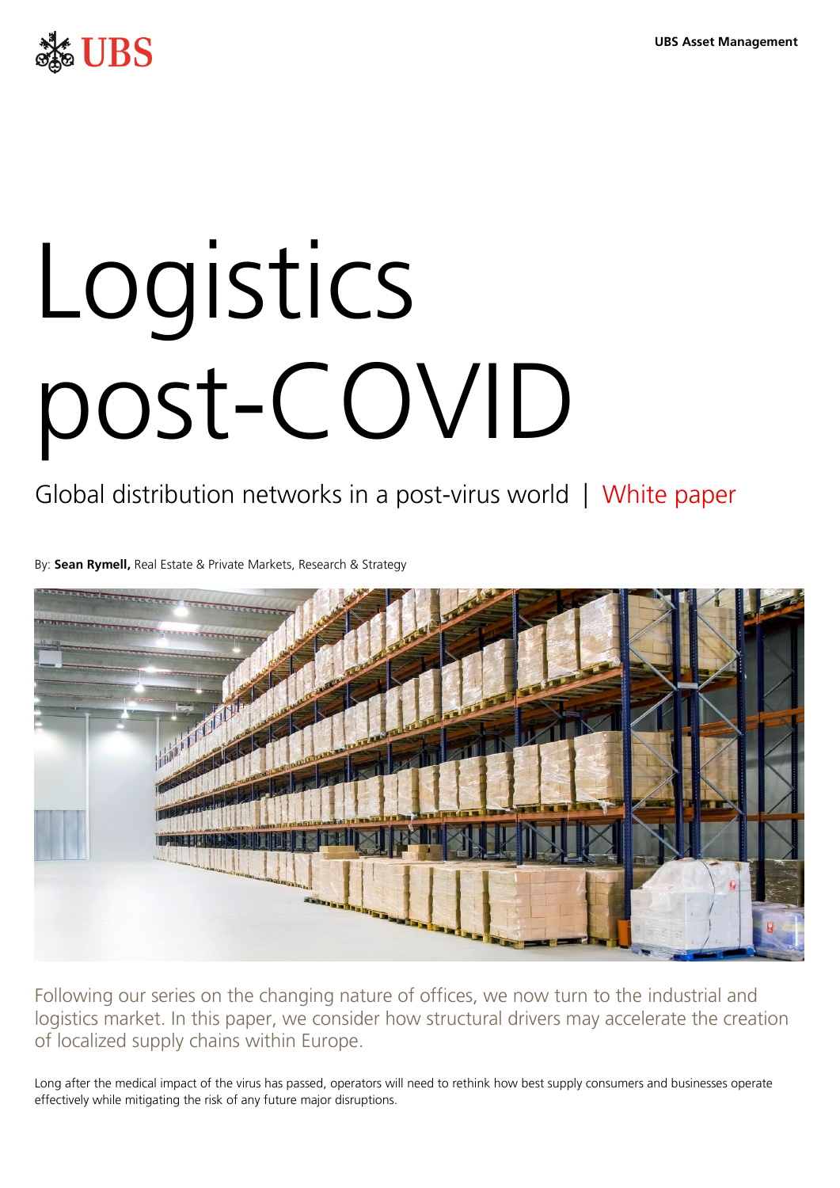UBS Asset Management

# Logistics post-COVID

Global distribution networks in a post-virus world | White paper

By: **Sean Rymell,** Real Estate & Private Markets, Research & Strategy

Following our series on the changing nature of offices, we now turn to the industrial and logistics market. In this paper, we consider how structural drivers may accelerate the creation of localized supply chains within Europe.

Long after the medical impact of the virus has passed, operators will need to rethink how best supply consumers and businesses operate effectively while mitigating the risk of any future major disruptions.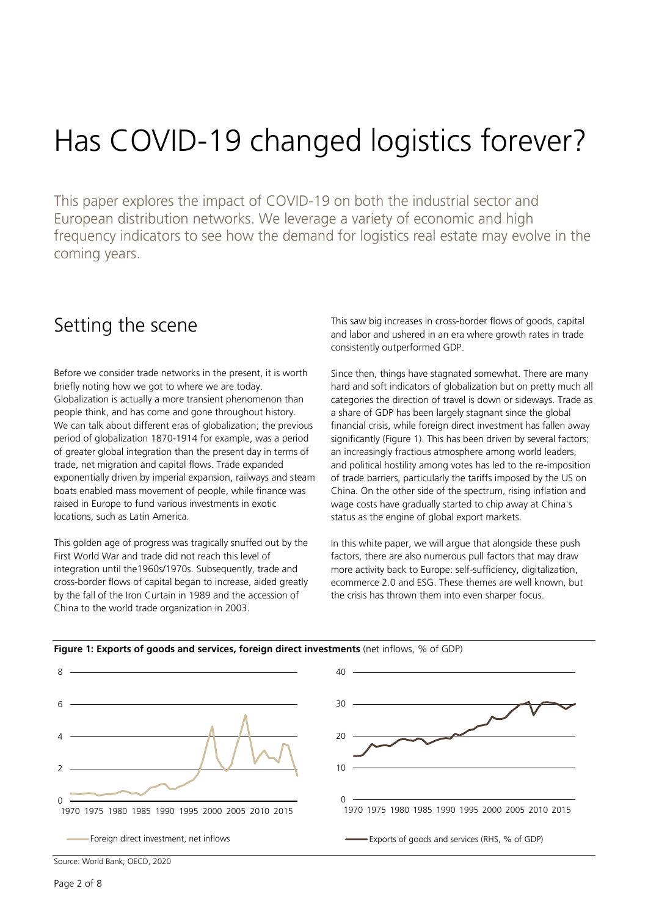# Has COVID-19 changed logistics forever?

This paper explores the impact of COVID-19 on both the industrial sector and European distribution networks. We leverage a variety of economic and high frequency indicators to see how the demand for logistics real estate may evolve in the coming years.

## Setting the scene

Before we consider trade networks in the present, it is worth briefly noting how we got to where we are today. Globalization is actually a more transient phenomenon than people think, and has come and gone throughout history. We can talk about different eras of globalization; the previous period of globalization 1870-1914 for example, was a period of greater global integration than the present day in terms of trade, net migration and capital flows. Trade expanded exponentially driven by imperial expansion, railways and steam boats enabled mass movement of people, while finance was raised in Europe to fund various investments in exotic locations, such as Latin America.

This golden age of progress was tragically snuffed out by the First World War and trade did not reach this level of integration until the1960s/1970s. Subsequently, trade and cross-border flows of capital began to increase, aided greatly by the fall of the Iron Curtain in 1989 and the accession of China to the world trade organization in 2003.

This saw big increases in cross-border flows of goods, capital and labor and ushered in an era where growth rates in trade consistently outperformed GDP.

Since then, things have stagnated somewhat. There are many hard and soft indicators of globalization but on pretty much all categories the direction of travel is down or sideways. Trade as a share of GDP has been largely stagnant since the global financial crisis, while foreign direct investment has fallen away significantly (Figure 1). This has been driven by several factors; an increasingly fractious atmosphere among world leaders, and political hostility among votes has led to the re-imposition of trade barriers, particularly the tariffs imposed by the US on China. On the other side of the spectrum, rising inflation and wage costs have gradually started to chip away at China's status as the engine of global export markets.

In this white paper, we will argue that alongside these push factors, there are also numerous pull factors that may draw more activity back to Europe: self-sufficiency, digitalization, ecommerce 2.0 and ESG. These themes are well known, but the crisis has thrown them into even sharper focus.

**Figure 1: Exports of goods and services, foreign direct investments** (net inflows, % of GDP)

Source: World Bank; OECD, 2020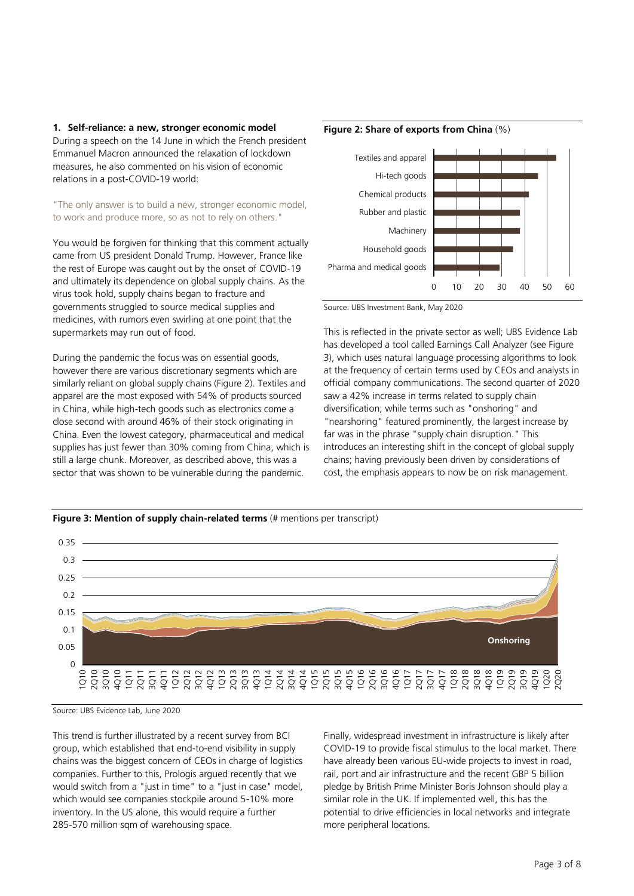### 1. Self-reliance: a new, stronger economic model

During a speech on the 14 June in which the French president Emmanuel Macron announced the relaxation of lockdown measures, he also commented on his vision of economic relations in a post-COVID-19 world:

"The only answer is to build a new, stronger economic model, to work and produce more, so as not to rely on others."

You would be forgiven for thinking that this comment actually came from US president Donald Trump. However, France like the rest of Europe was caught out by the onset of COVID-19 and ultimately its dependence on global supply chains. As the virus took hold, supply chains began to fracture and governments struggled to source medical supplies and medicines, with rumors even swirling at one point that the supermarkets may run out of food.

During the pandemic the focus was on essential goods, however there are various discretionary segments which are similarly reliant on global supply chains (Figure 2). Textiles and apparel are the most exposed with 54% of products sourced in China, while high-tech goods such as electronics come a close second with around 46% of their stock originating in China. Even the lowest category, pharmaceutical and medical supplies has just fewer than 30% coming from China, which is still a large chunk. Moreover, as described above, this was a sector that was shown to be vulnerable during the pandemic.

**Figure 2: Share of exports from China** (%)

Source: UBS Investment Bank, May 2020

This is reflected in the private sector as well; UBS Evidence Lab has developed a tool called Earnings Call Analyzer (see Figure 3), which uses natural language processing algorithms to look at the frequency of certain terms used by CEOs and analysts in official company communications. The second quarter of 2020 saw a 42% increase in terms related to supply chain diversification; while terms such as "onshoring" and "nearshoring" featured prominently, the largest increase by far was in the phrase "supply chain disruption." This introduces an interesting shift in the concept of global supply chains; having previously been driven by considerations of cost, the emphasis appears to now be on risk management.

**Figure 3: Mention of supply chain-related terms** (# mentions per transcript)

Source: UBS Evidence Lab, June 2020

This trend is further illustrated by a recent survey from BCI group, which established that end-to-end visibility in supply chains was the biggest concern of CEOs in charge of logistics companies. Further to this, Prologis argued recently that we would switch from a "just in time" to a "just in case" model, which would see companies stockpile around 5-10% more inventory. In the US alone, this would require a further 285-570 million sqm of warehousing space.

Finally, widespread investment in infrastructure is likely after COVID-19 to provide fiscal stimulus to the local market. There have already been various EU-wide projects to invest in road, rail, port and air infrastructure and the recent GBP 5 billion pledge by British Prime Minister Boris Johnson should play a similar role in the UK. If implemented well, this has the potential to drive efficiencies in local networks and integrate more peripheral locations.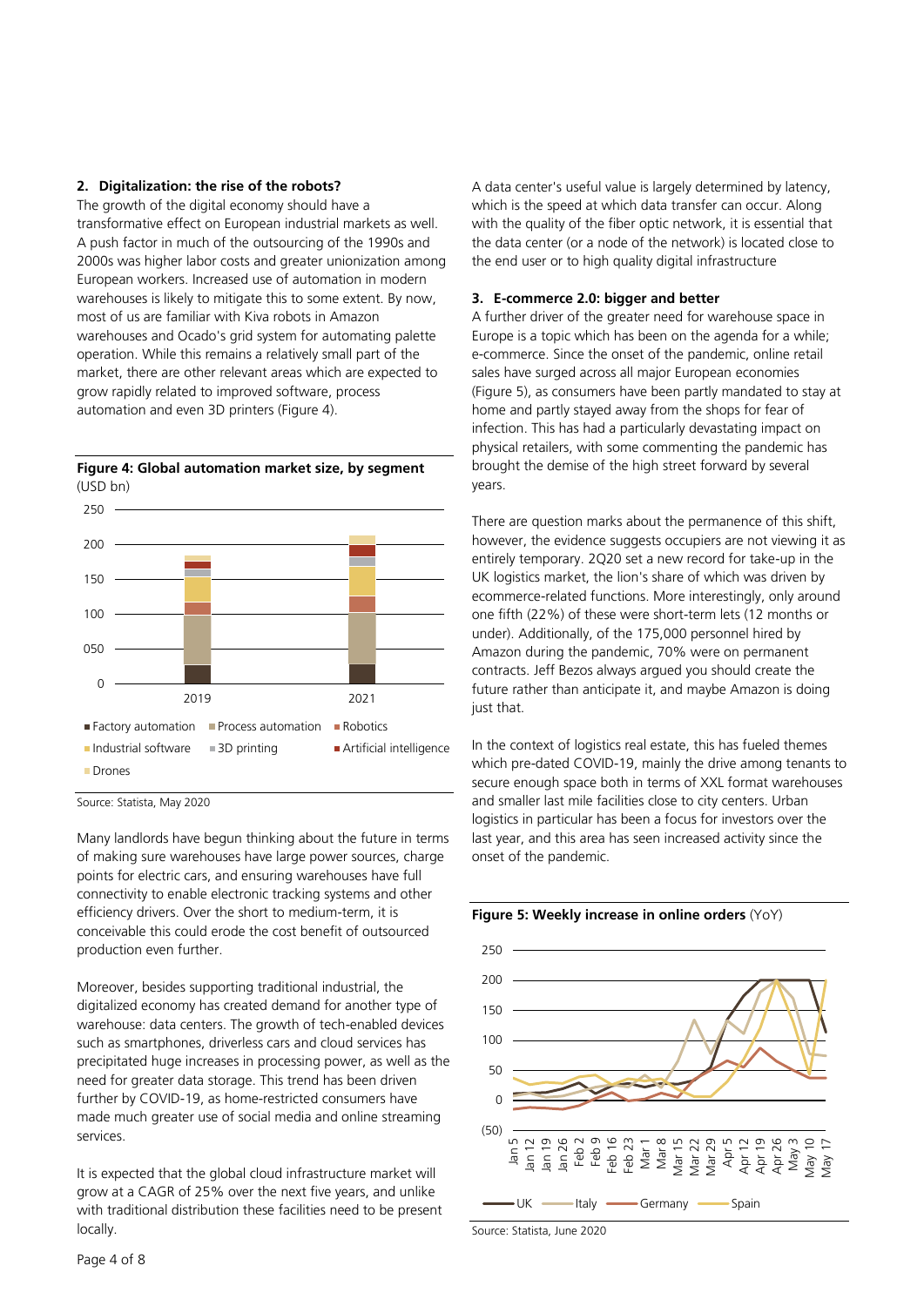**2. Digitalization: the rise of the robots?**

The growth of the digital economy should have a transformative effect on European industrial markets as well. A push factor in much of the outsourcing of the 1990s and 2000s was higher labor costs and greater unionization among European workers. Increased use of automation in modern warehouses is likely to mitigate this to some extent. By now, most of us are familiar with Kiva robots in Amazon warehouses and Ocado's grid system for automating palette operation. While this remains a relatively small part of the market, there are other relevant areas which are expected to grow rapidly related to improved software, process automation and even 3D printers (Figure 4).

**Figure 4: Global automation market size, by segment** (USD bn)

Source: Statista, May 2020

Many landlords have begun thinking about the future in terms of making sure warehouses have large power sources, charge points for electric cars, and ensuring warehouses have full connectivity to enable electronic tracking systems and other efficiency drivers. Over the short to medium-term, it is conceivable this could erode the cost benefit of outsourced production even further.

Moreover, besides supporting traditional industrial, the digitalized economy has created demand for another type of warehouse: data centers. The growth of tech-enabled devices such as smartphones, driverless cars and cloud services has precipitated huge increases in processing power, as well as the need for greater data storage. This trend has been driven further by COVID-19, as home-restricted consumers have made much greater use of social media and online streaming services.

It is expected that the global cloud infrastructure market will grow at a CAGR of 25% over the next five years, and unlike with traditional distribution these facilities need to be present locally.

A data center's useful value is largely determined by latency, which is the speed at which data transfer can occur. Along with the quality of the fiber optic network, it is essential that the data center (or a node of the network) is located close to the end user or to high quality digital infrastructure

**3. E-commerce 2.0: bigger and better**

A further driver of the greater need for warehouse space in Europe is a topic which has been on the agenda for a while; e-commerce. Since the onset of the pandemic, online retail sales have surged across all major European economies (Figure 5), as consumers have been partly mandated to stay at home and partly stayed away from the shops for fear of infection. This has had a particularly devastating impact on physical retailers, with some commenting the pandemic has brought the demise of the high street forward by several years.

There are question marks about the permanence of this shift, however, the evidence suggests occupiers are not viewing it as entirely temporary. 2Q20 set a new record for take-up in the UK logistics market, the lion's share of which was driven by ecommerce-related functions. More interestingly, only around one fifth (22%) of these were short-term lets (12 months or under). Additionally, of the 175,000 personnel hired by Amazon during the pandemic, 70% were on permanent contracts. Jeff Bezos always argued you should create the future rather than anticipate it, and maybe Amazon is doing just that.

In the context of logistics real estate, this has fueled themes which pre-dated COVID-19, mainly the drive among tenants to secure enough space both in terms of XXL format warehouses and smaller last mile facilities close to city centers. Urban logistics in particular has been a focus for investors over the last year, and this area has seen increased activity since the onset of the pandemic.

**Figure 5: Weekly increase in online orders** (YoY)

Source: Statista, June 2020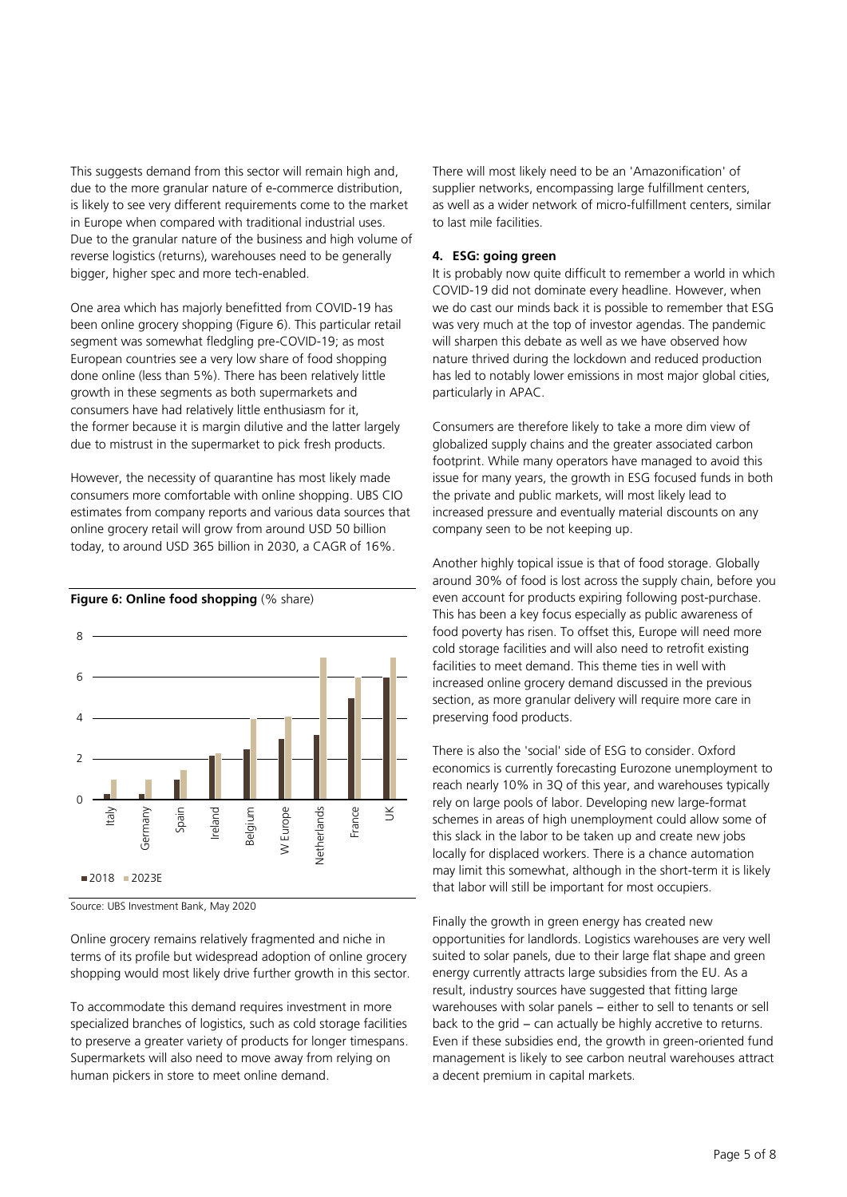This suggests demand from this sector will remain high and, due to the more granular nature of e-commerce distribution, is likely to see very different requirements come to the market in Europe when compared with traditional industrial uses. Due to the granular nature of the business and high volume of reverse logistics (returns), warehouses need to be generally bigger, higher spec and more tech-enabled.

One area which has majorly benefitted from COVID-19 has been online grocery shopping (Figure 6). This particular retail segment was somewhat fledgling pre-COVID-19; as most European countries see a very low share of food shopping done online (less than 5%). There has been relatively little growth in these segments as both supermarkets and consumers have had relatively little enthusiasm for it, the former because it is margin dilutive and the latter largely due to mistrust in the supermarket to pick fresh products.

However, the necessity of quarantine has most likely made consumers more comfortable with online shopping. UBS CIO estimates from company reports and various data sources that online grocery retail will grow from around USD 50 billion today, to around USD 365 billion in 2030, a CAGR of 16%.

**Figure 6: Online food shopping** (% share)

| | 2018 | 2023E |
|---|---|---|
| Italy | 0.3 | 1 |
| Germany | 0.3 | 1 |
| Spain | 1 | 1.5 |
| Ireland | 2.2 | 2.3 |
| Belgium | 2.5 | 4 |
| W Europe | 3 | 4.1 |
| Netherlands | 3.2 | 7 |
| France | 5 | 6 |
| UK | 6 | 7 |

Source: UBS Investment Bank, May 2020

Online grocery remains relatively fragmented and niche in terms of its profile but widespread adoption of online grocery shopping would most likely drive further growth in this sector.

To accommodate this demand requires investment in more specialized branches of logistics, such as cold storage facilities to preserve a greater variety of products for longer timespans. Supermarkets will also need to move away from relying on human pickers in store to meet online demand.

There will most likely need to be an 'Amazonification' of supplier networks, encompassing large fulfillment centers, as well as a wider network of micro-fulfillment centers, similar to last mile facilities.

#### 4. ESG: going green

It is probably now quite difficult to remember a world in which COVID-19 did not dominate every headline. However, when we do cast our minds back it is possible to remember that ESG was very much at the top of investor agendas. The pandemic will sharpen this debate as well as we have observed how nature thrived during the lockdown and reduced production has led to notably lower emissions in most major global cities, particularly in APAC.

Consumers are therefore likely to take a more dim view of globalized supply chains and the greater associated carbon footprint. While many operators have managed to avoid this issue for many years, the growth in ESG focused funds in both the private and public markets, will most likely lead to increased pressure and eventually material discounts on any company seen to be not keeping up.

Another highly topical issue is that of food storage. Globally around 30% of food is lost across the supply chain, before you even account for products expiring following post-purchase. This has been a key focus especially as public awareness of food poverty has risen. To offset this, Europe will need more cold storage facilities and will also need to retrofit existing facilities to meet demand. This theme ties in well with increased online grocery demand discussed in the previous section, as more granular delivery will require more care in preserving food products.

There is also the 'social' side of ESG to consider. Oxford economics is currently forecasting Eurozone unemployment to reach nearly 10% in 3Q of this year, and warehouses typically rely on large pools of labor. Developing new large-format schemes in areas of high unemployment could allow some of this slack in the labor to be taken up and create new jobs locally for displaced workers. There is a chance automation may limit this somewhat, although in the short-term it is likely that labor will still be important for most occupiers.

Finally the growth in green energy has created new opportunities for landlords. Logistics warehouses are very well suited to solar panels, due to their large flat shape and green energy currently attracts large subsidies from the EU. As a result, industry sources have suggested that fitting large warehouses with solar panels – either to sell to tenants or sell back to the grid – can actually be highly accretive to returns. Even if these subsidies end, the growth in green-oriented fund management is likely to see carbon neutral warehouses attract a decent premium in capital markets.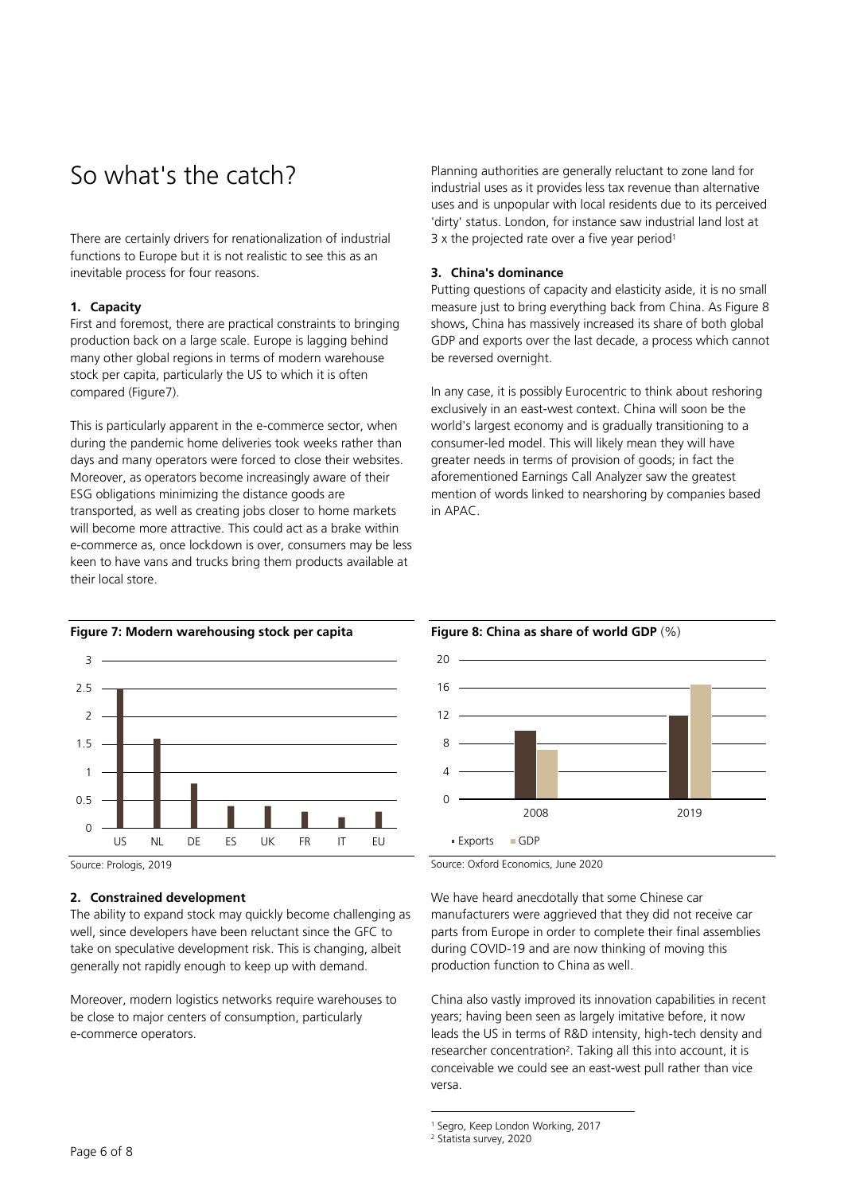# So what's the catch?

There are certainly drivers for renationalization of industrial functions to Europe but it is not realistic to see this as an inevitable process for four reasons.

### 1. Capacity

First and foremost, there are practical constraints to bringing production back on a large scale. Europe is lagging behind many other global regions in terms of modern warehouse stock per capita, particularly the US to which it is often compared (Figure7).

This is particularly apparent in the e-commerce sector, when during the pandemic home deliveries took weeks rather than days and many operators were forced to close their websites. Moreover, as operators become increasingly aware of their ESG obligations minimizing the distance goods are transported, as well as creating jobs closer to home markets will become more attractive. This could act as a brake within e-commerce as, once lockdown is over, consumers may be less keen to have vans and trucks bring them products available at their local store.

**Figure 7: Modern warehousing stock per capita**

Source: Prologis, 2019

### 2. Constrained development

The ability to expand stock may quickly become challenging as well, since developers have been reluctant since the GFC to take on speculative development risk. This is changing, albeit generally not rapidly enough to keep up with demand.

Moreover, modern logistics networks require warehouses to be close to major centers of consumption, particularly e-commerce operators.

Planning authorities are generally reluctant to zone land for industrial uses as it provides less tax revenue than alternative uses and is unpopular with local residents due to its perceived 'dirty' status. London, for instance saw industrial land lost at 3 x the projected rate over a five year period[1]

### 3. China's dominance

Putting questions of capacity and elasticity aside, it is no small measure just to bring everything back from China. As Figure 8 shows, China has massively increased its share of both global GDP and exports over the last decade, a process which cannot be reversed overnight.

In any case, it is possibly Eurocentric to think about reshoring exclusively in an east-west context. China will soon be the world's largest economy and is gradually transitioning to a consumer-led model. This will likely mean they will have greater needs in terms of provision of goods; in fact the aforementioned Earnings Call Analyzer saw the greatest mention of words linked to nearshoring by companies based in APAC.

**Figure 8: China as share of world GDP** (%)

Source: Oxford Economics, June 2020

We have heard anecdotally that some Chinese car manufacturers were aggrieved that they did not receive car parts from Europe in order to complete their final assemblies during COVID-19 and are now thinking of moving this production function to China as well.

China also vastly improved its innovation capabilities in recent years; having been seen as largely imitative before, it now leads the US in terms of R&D intensity, high-tech density and researcher concentration[2]. Taking all this into account, it is conceivable we could see an east-west pull rather than vice versa.

[1] Segro, Keep London Working, 2017
[2] Statista survey, 2020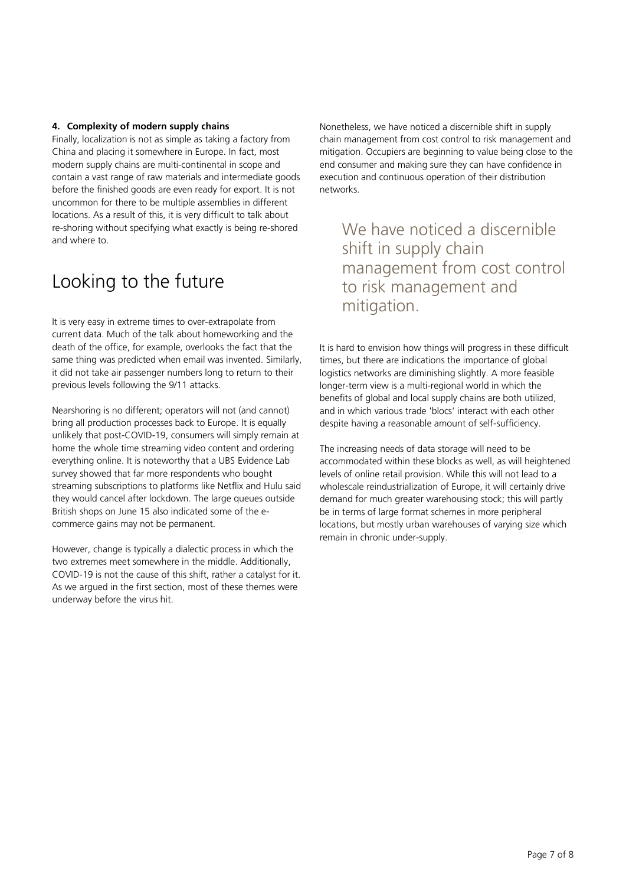**4. Complexity of modern supply chains**

Finally, localization is not as simple as taking a factory from China and placing it somewhere in Europe. In fact, most modern supply chains are multi-continental in scope and contain a vast range of raw materials and intermediate goods before the finished goods are even ready for export. It is not uncommon for there to be multiple assemblies in different locations. As a result of this, it is very difficult to talk about re-shoring without specifying what exactly is being re-shored and where to.

# Looking to the future

It is very easy in extreme times to over-extrapolate from current data. Much of the talk about homeworking and the death of the office, for example, overlooks the fact that the same thing was predicted when email was invented. Similarly, it did not take air passenger numbers long to return to their previous levels following the 9/11 attacks.

Nearshoring is no different; operators will not (and cannot) bring all production processes back to Europe. It is equally unlikely that post-COVID-19, consumers will simply remain at home the whole time streaming video content and ordering everything online. It is noteworthy that a UBS Evidence Lab survey showed that far more respondents who bought streaming subscriptions to platforms like Netflix and Hulu said they would cancel after lockdown. The large queues outside British shops on June 15 also indicated some of the e-commerce gains may not be permanent.

However, change is typically a dialectic process in which the two extremes meet somewhere in the middle. Additionally, COVID-19 is not the cause of this shift, rather a catalyst for it. As we argued in the first section, most of these themes were underway before the virus hit.

Nonetheless, we have noticed a discernible shift in supply chain management from cost control to risk management and mitigation. Occupiers are beginning to value being close to the end consumer and making sure they can have confidence in execution and continuous operation of their distribution networks.

> We have noticed a discernible shift in supply chain management from cost control to risk management and mitigation.

It is hard to envision how things will progress in these difficult times, but there are indications the importance of global logistics networks are diminishing slightly. A more feasible longer-term view is a multi-regional world in which the benefits of global and local supply chains are both utilized, and in which various trade 'blocs' interact with each other despite having a reasonable amount of self-sufficiency.

The increasing needs of data storage will need to be accommodated within these blocks as well, as will heightened levels of online retail provision. While this will not lead to a wholescale reindustrialization of Europe, it will certainly drive demand for much greater warehousing stock; this will partly be in terms of large format schemes in more peripheral locations, but mostly urban warehouses of varying size which remain in chronic under-supply.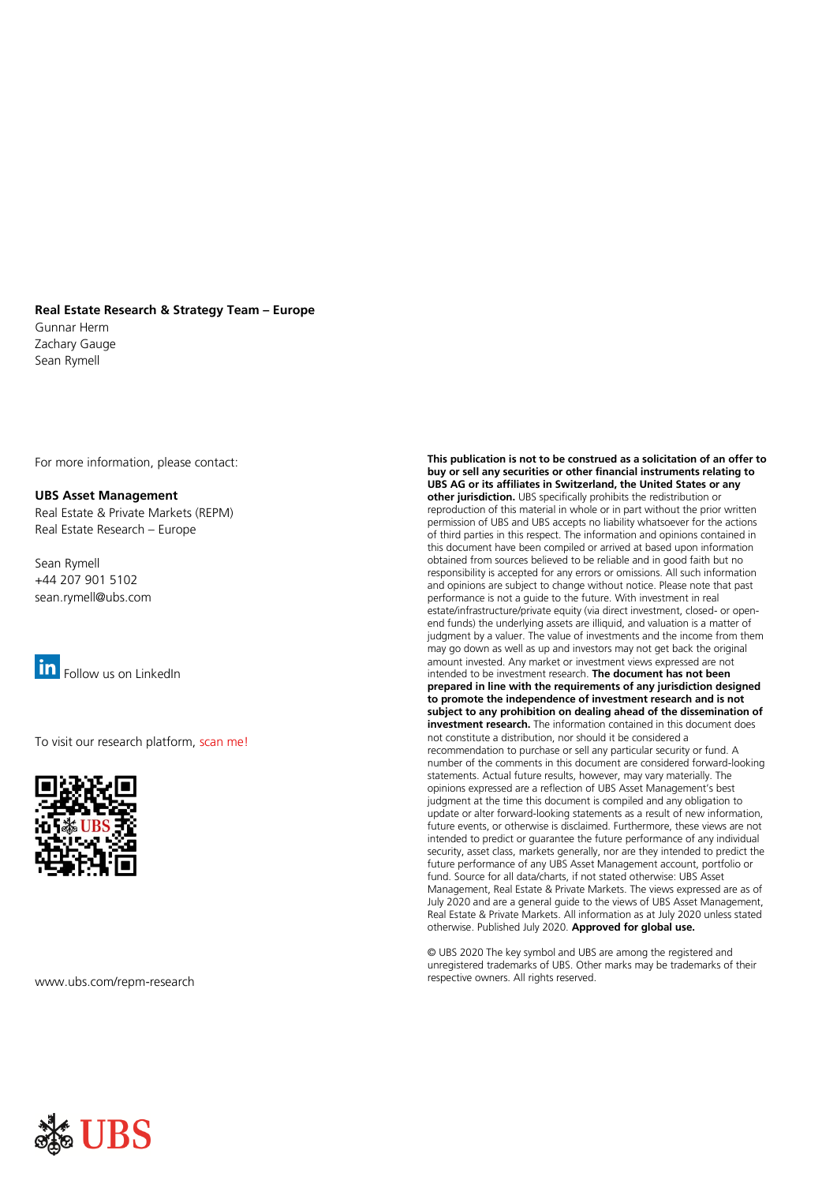**Real Estate Research & Strategy Team – Europe**
Gunnar Herm
Zachary Gauge
Sean Rymell

For more information, please contact:

**UBS Asset Management**
Real Estate & Private Markets (REPM)
Real Estate Research – Europe

Sean Rymell
+44 207 901 5102
sean.rymell@ubs.com

Follow us on LinkedIn

To visit our research platform, scan me!

www.ubs.com/repm-research

**This publication is not to be construed as a solicitation of an offer to buy or sell any securities or other financial instruments relating to UBS AG or its affiliates in Switzerland, the United States or any other jurisdiction.** UBS specifically prohibits the redistribution or reproduction of this material in whole or in part without the prior written permission of UBS and UBS accepts no liability whatsoever for the actions of third parties in this respect. The information and opinions contained in this document have been compiled or arrived at based upon information obtained from sources believed to be reliable and in good faith but no responsibility is accepted for any errors or omissions. All such information and opinions are subject to change without notice. Please note that past performance is not a guide to the future. With investment in real estate/infrastructure/private equity (via direct investment, closed- or open-end funds) the underlying assets are illiquid, and valuation is a matter of judgment by a valuer. The value of investments and the income from them may go down as well as up and investors may not get back the original amount invested. Any market or investment views expressed are not intended to be investment research. **The document has not been prepared in line with the requirements of any jurisdiction designed to promote the independence of investment research and is not subject to any prohibition on dealing ahead of the dissemination of investment research.** The information contained in this document does not constitute a distribution, nor should it be considered a recommendation to purchase or sell any particular security or fund. A number of the comments in this document are considered forward-looking statements. Actual future results, however, may vary materially. The opinions expressed are a reflection of UBS Asset Management's best judgment at the time this document is compiled and any obligation to update or alter forward-looking statements as a result of new information, future events, or otherwise is disclaimed. Furthermore, these views are not intended to predict or guarantee the future performance of any individual security, asset class, markets generally, nor are they intended to predict the future performance of any UBS Asset Management account, portfolio or fund. Source for all data/charts, if not stated otherwise: UBS Asset Management, Real Estate & Private Markets. The views expressed are as of July 2020 and are a general guide to the views of UBS Asset Management, Real Estate & Private Markets. All information as at July 2020 unless stated otherwise. Published July 2020. **Approved for global use.**

© UBS 2020 The key symbol and UBS are among the registered and unregistered trademarks of UBS. Other marks may be trademarks of their respective owners. All rights reserved.